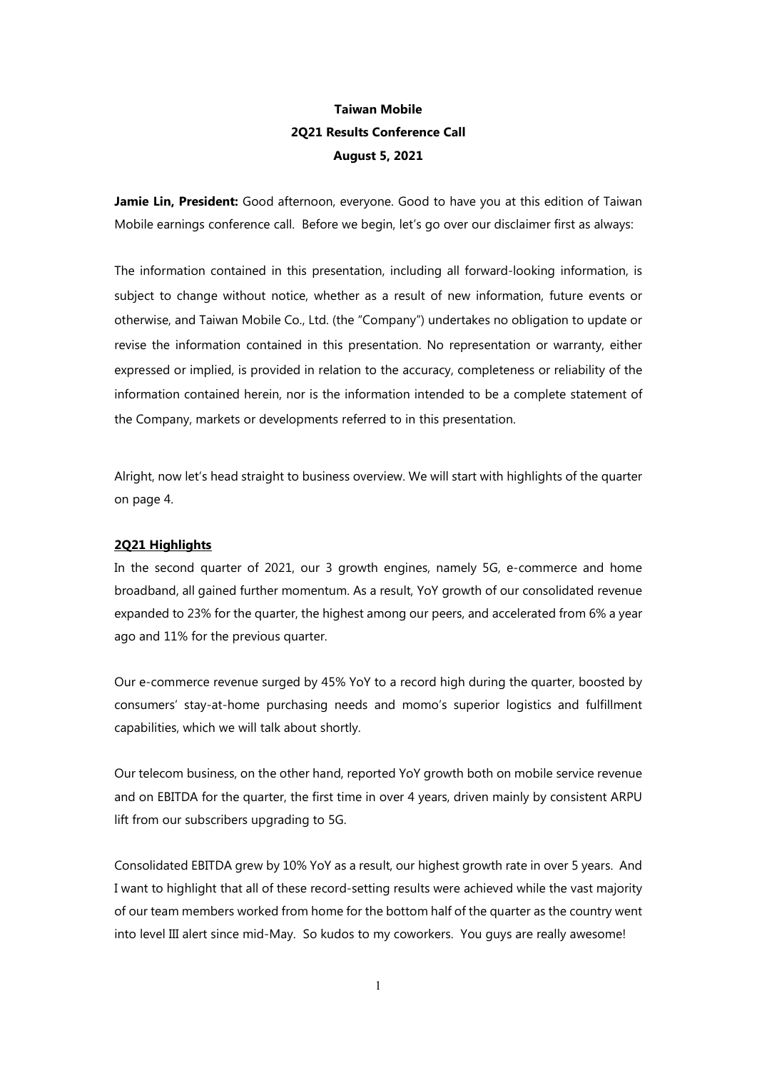# Taiwan Mobile
## 2Q21 Results Conference Call
### August 5, 2021

**Jamie Lin, President:** Good afternoon, everyone. Good to have you at this edition of Taiwan Mobile earnings conference call. Before we begin, let's go over our disclaimer first as always:

The information contained in this presentation, including all forward-looking information, is subject to change without notice, whether as a result of new information, future events or otherwise, and Taiwan Mobile Co., Ltd. (the "Company") undertakes no obligation to update or revise the information contained in this presentation. No representation or warranty, either expressed or implied, is provided in relation to the accuracy, completeness or reliability of the information contained herein, nor is the information intended to be a complete statement of the Company, markets or developments referred to in this presentation.

Alright, now let's head straight to business overview. We will start with highlights of the quarter on page 4.

**2Q21 Highlights**

In the second quarter of 2021, our 3 growth engines, namely 5G, e-commerce and home broadband, all gained further momentum. As a result, YoY growth of our consolidated revenue expanded to 23% for the quarter, the highest among our peers, and accelerated from 6% a year ago and 11% for the previous quarter.

Our e-commerce revenue surged by 45% YoY to a record high during the quarter, boosted by consumers' stay-at-home purchasing needs and momo's superior logistics and fulfillment capabilities, which we will talk about shortly.

Our telecom business, on the other hand, reported YoY growth both on mobile service revenue and on EBITDA for the quarter, the first time in over 4 years, driven mainly by consistent ARPU lift from our subscribers upgrading to 5G.

Consolidated EBITDA grew by 10% YoY as a result, our highest growth rate in over 5 years. And I want to highlight that all of these record-setting results were achieved while the vast majority of our team members worked from home for the bottom half of the quarter as the country went into level III alert since mid-May. So kudos to my coworkers. You guys are really awesome!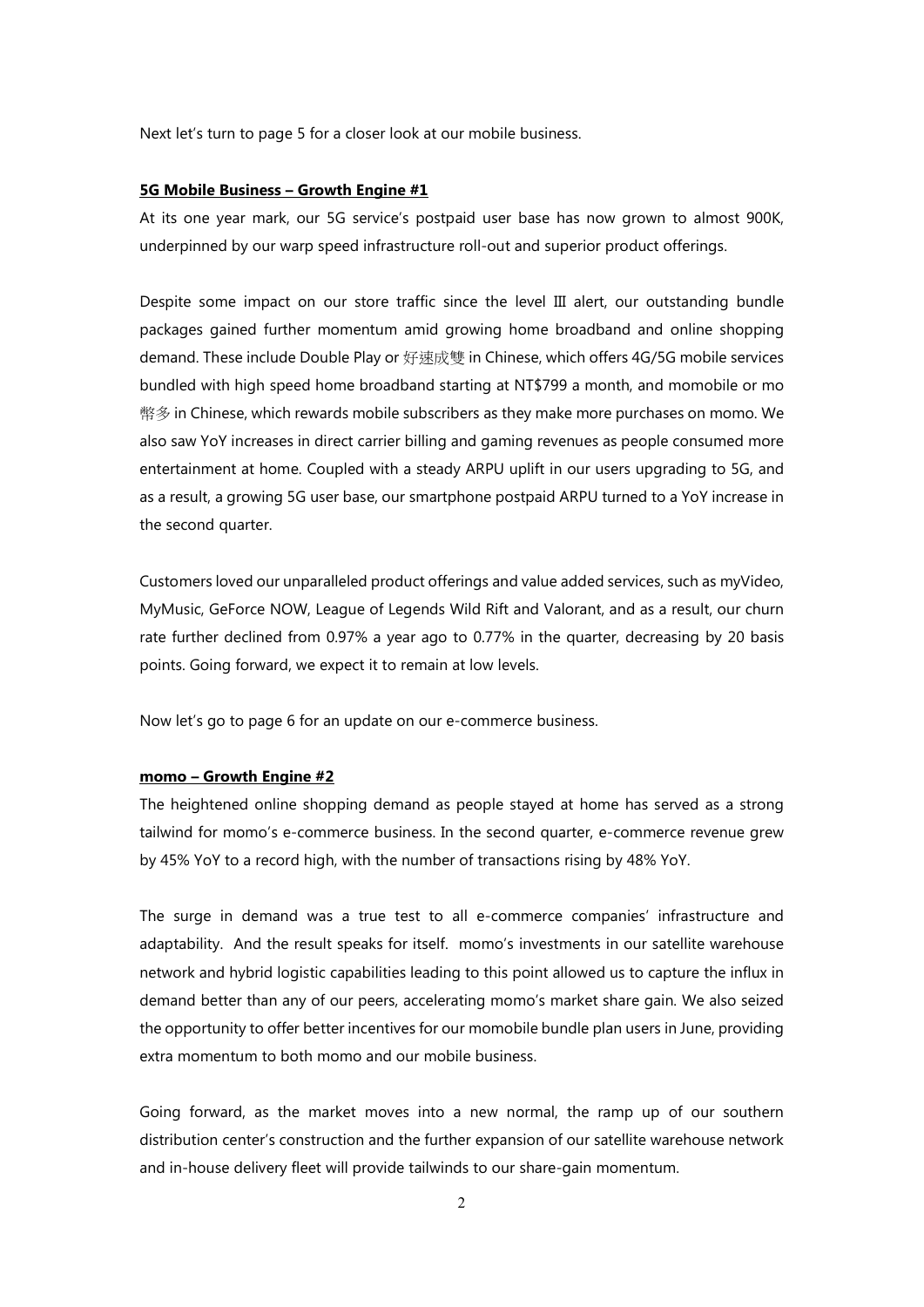Next let's turn to page 5 for a closer look at our mobile business.

**5G Mobile Business – Growth Engine #1**

At its one year mark, our 5G service's postpaid user base has now grown to almost 900K, underpinned by our warp speed infrastructure roll-out and superior product offerings.

Despite some impact on our store traffic since the level III alert, our outstanding bundle packages gained further momentum amid growing home broadband and online shopping demand. These include Double Play or 好速成雙 in Chinese, which offers 4G/5G mobile services bundled with high speed home broadband starting at NT$799 a month, and momobile or mo幣多 in Chinese, which rewards mobile subscribers as they make more purchases on momo. We also saw YoY increases in direct carrier billing and gaming revenues as people consumed more entertainment at home. Coupled with a steady ARPU uplift in our users upgrading to 5G, and as a result, a growing 5G user base, our smartphone postpaid ARPU turned to a YoY increase in the second quarter.

Customers loved our unparalleled product offerings and value added services, such as myVideo, MyMusic, GeForce NOW, League of Legends Wild Rift and Valorant, and as a result, our churn rate further declined from 0.97% a year ago to 0.77% in the quarter, decreasing by 20 basis points. Going forward, we expect it to remain at low levels.

Now let's go to page 6 for an update on our e-commerce business.

**momo – Growth Engine #2**

The heightened online shopping demand as people stayed at home has served as a strong tailwind for momo's e-commerce business. In the second quarter, e-commerce revenue grew by 45% YoY to a record high, with the number of transactions rising by 48% YoY.

The surge in demand was a true test to all e-commerce companies' infrastructure and adaptability. And the result speaks for itself. momo's investments in our satellite warehouse network and hybrid logistic capabilities leading to this point allowed us to capture the influx in demand better than any of our peers, accelerating momo's market share gain. We also seized the opportunity to offer better incentives for our momobile bundle plan users in June, providing extra momentum to both momo and our mobile business.

Going forward, as the market moves into a new normal, the ramp up of our southern distribution center's construction and the further expansion of our satellite warehouse network and in-house delivery fleet will provide tailwinds to our share-gain momentum.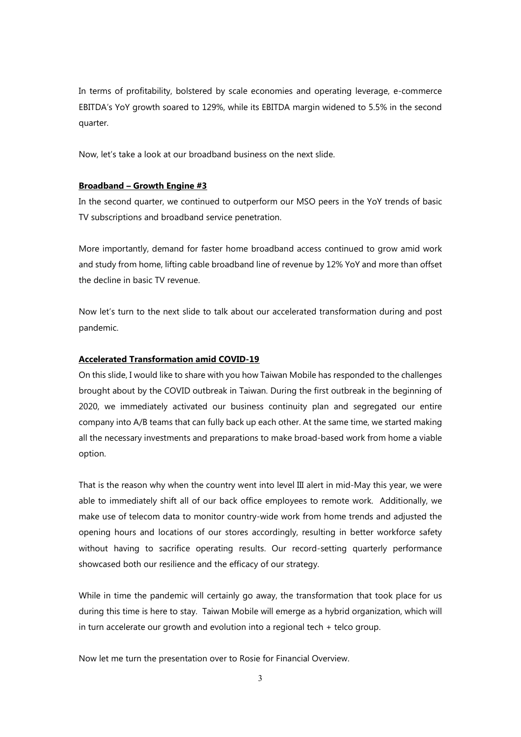In terms of profitability, bolstered by scale economies and operating leverage, e-commerce EBITDA's YoY growth soared to 129%, while its EBITDA margin widened to 5.5% in the second quarter.

Now, let's take a look at our broadband business on the next slide.

**Broadband – Growth Engine #3**

In the second quarter, we continued to outperform our MSO peers in the YoY trends of basic TV subscriptions and broadband service penetration.

More importantly, demand for faster home broadband access continued to grow amid work and study from home, lifting cable broadband line of revenue by 12% YoY and more than offset the decline in basic TV revenue.

Now let's turn to the next slide to talk about our accelerated transformation during and post pandemic.

**Accelerated Transformation amid COVID-19**

On this slide, I would like to share with you how Taiwan Mobile has responded to the challenges brought about by the COVID outbreak in Taiwan. During the first outbreak in the beginning of 2020, we immediately activated our business continuity plan and segregated our entire company into A/B teams that can fully back up each other. At the same time, we started making all the necessary investments and preparations to make broad-based work from home a viable option.

That is the reason why when the country went into level III alert in mid-May this year, we were able to immediately shift all of our back office employees to remote work. Additionally, we make use of telecom data to monitor country-wide work from home trends and adjusted the opening hours and locations of our stores accordingly, resulting in better workforce safety without having to sacrifice operating results. Our record-setting quarterly performance showcased both our resilience and the efficacy of our strategy.

While in time the pandemic will certainly go away, the transformation that took place for us during this time is here to stay. Taiwan Mobile will emerge as a hybrid organization, which will in turn accelerate our growth and evolution into a regional tech + telco group.

Now let me turn the presentation over to Rosie for Financial Overview.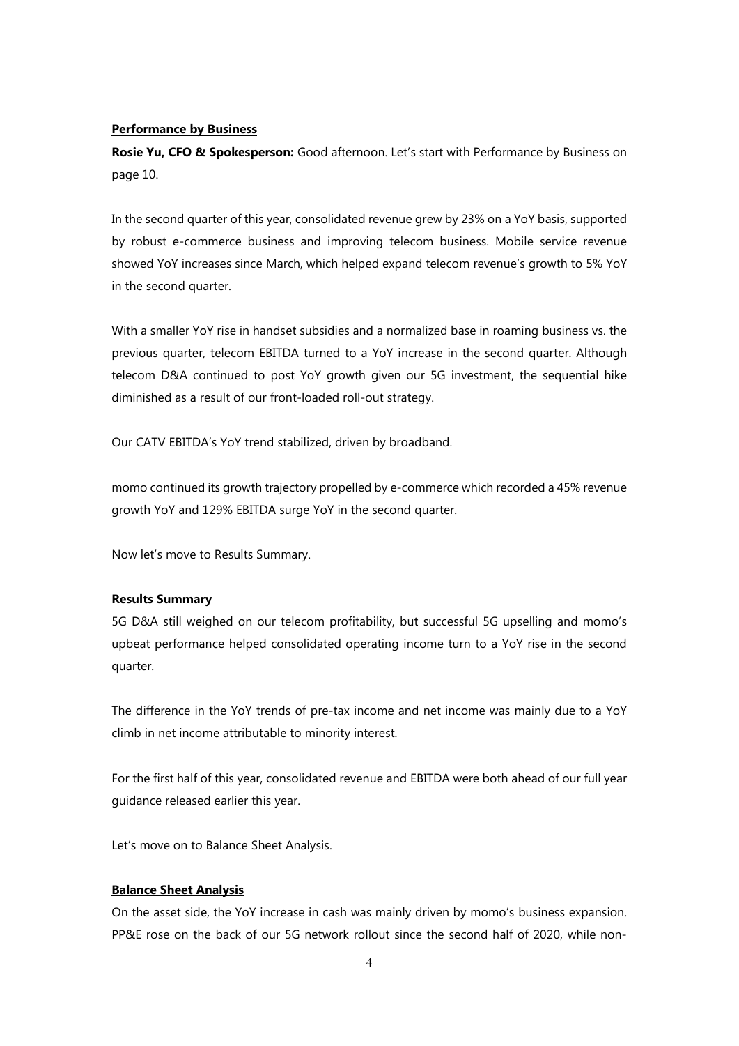**Performance by Business**

**Rosie Yu, CFO & Spokesperson:** Good afternoon. Let's start with Performance by Business on page 10.

In the second quarter of this year, consolidated revenue grew by 23% on a YoY basis, supported by robust e-commerce business and improving telecom business. Mobile service revenue showed YoY increases since March, which helped expand telecom revenue's growth to 5% YoY in the second quarter.

With a smaller YoY rise in handset subsidies and a normalized base in roaming business vs. the previous quarter, telecom EBITDA turned to a YoY increase in the second quarter. Although telecom D&A continued to post YoY growth given our 5G investment, the sequential hike diminished as a result of our front-loaded roll-out strategy.

Our CATV EBITDA's YoY trend stabilized, driven by broadband.

momo continued its growth trajectory propelled by e-commerce which recorded a 45% revenue growth YoY and 129% EBITDA surge YoY in the second quarter.

Now let's move to Results Summary.

**Results Summary**

5G D&A still weighed on our telecom profitability, but successful 5G upselling and momo's upbeat performance helped consolidated operating income turn to a YoY rise in the second quarter.

The difference in the YoY trends of pre-tax income and net income was mainly due to a YoY climb in net income attributable to minority interest.

For the first half of this year, consolidated revenue and EBITDA were both ahead of our full year guidance released earlier this year.

Let's move on to Balance Sheet Analysis.

**Balance Sheet Analysis**

On the asset side, the YoY increase in cash was mainly driven by momo's business expansion. PP&E rose on the back of our 5G network rollout since the second half of 2020, while non-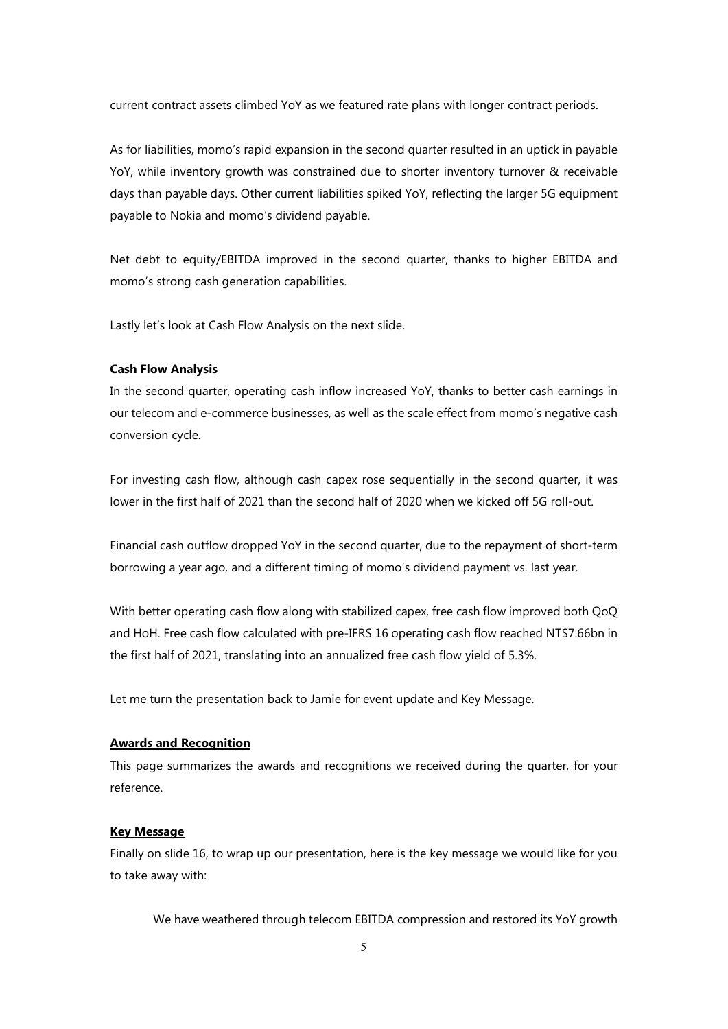current contract assets climbed YoY as we featured rate plans with longer contract periods.

As for liabilities, momo's rapid expansion in the second quarter resulted in an uptick in payable YoY, while inventory growth was constrained due to shorter inventory turnover & receivable days than payable days. Other current liabilities spiked YoY, reflecting the larger 5G equipment payable to Nokia and momo's dividend payable.

Net debt to equity/EBITDA improved in the second quarter, thanks to higher EBITDA and momo's strong cash generation capabilities.

Lastly let's look at Cash Flow Analysis on the next slide.

**Cash Flow Analysis**

In the second quarter, operating cash inflow increased YoY, thanks to better cash earnings in our telecom and e-commerce businesses, as well as the scale effect from momo's negative cash conversion cycle.

For investing cash flow, although cash capex rose sequentially in the second quarter, it was lower in the first half of 2021 than the second half of 2020 when we kicked off 5G roll-out.

Financial cash outflow dropped YoY in the second quarter, due to the repayment of short-term borrowing a year ago, and a different timing of momo's dividend payment vs. last year.

With better operating cash flow along with stabilized capex, free cash flow improved both QoQ and HoH. Free cash flow calculated with pre-IFRS 16 operating cash flow reached NT$7.66bn in the first half of 2021, translating into an annualized free cash flow yield of 5.3%.

Let me turn the presentation back to Jamie for event update and Key Message.

**Awards and Recognition**

This page summarizes the awards and recognitions we received during the quarter, for your reference.

**Key Message**

Finally on slide 16, to wrap up our presentation, here is the key message we would like for you to take away with:

We have weathered through telecom EBITDA compression and restored its YoY growth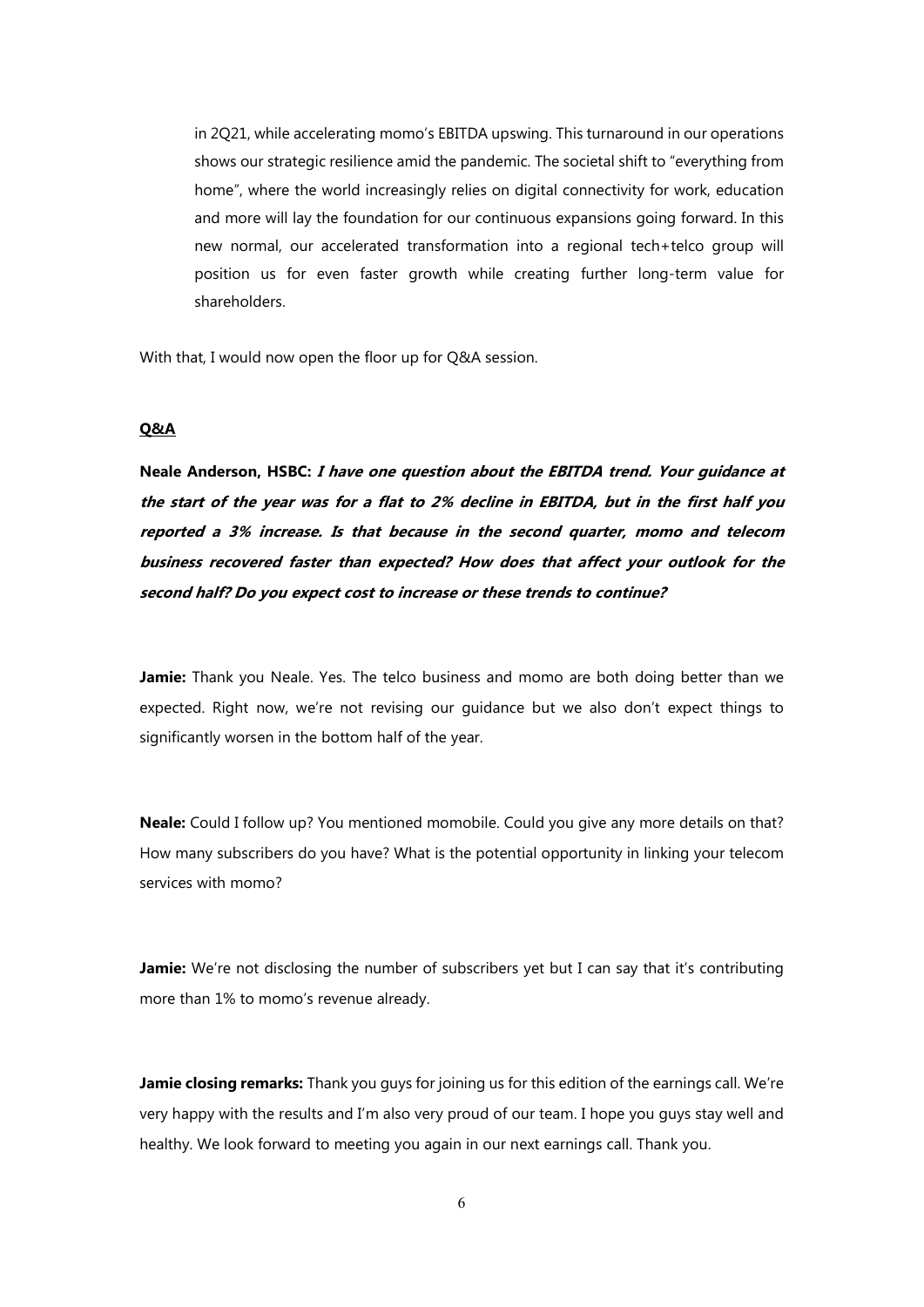in 2Q21, while accelerating momo's EBITDA upswing. This turnaround in our operations shows our strategic resilience amid the pandemic. The societal shift to "everything from home", where the world increasingly relies on digital connectivity for work, education and more will lay the foundation for our continuous expansions going forward. In this new normal, our accelerated transformation into a regional tech+telco group will position us for even faster growth while creating further long-term value for shareholders.

With that, I would now open the floor up for Q&A session.

**Q&A**

**Neale Anderson, HSBC:** ***I have one question about the EBITDA trend. Your guidance at the start of the year was for a flat to 2% decline in EBITDA, but in the first half you reported a 3% increase. Is that because in the second quarter, momo and telecom business recovered faster than expected? How does that affect your outlook for the second half? Do you expect cost to increase or these trends to continue?***

**Jamie:** Thank you Neale. Yes. The telco business and momo are both doing better than we expected. Right now, we're not revising our guidance but we also don't expect things to significantly worsen in the bottom half of the year.

**Neale:** Could I follow up? You mentioned momobile. Could you give any more details on that? How many subscribers do you have? What is the potential opportunity in linking your telecom services with momo?

**Jamie:** We're not disclosing the number of subscribers yet but I can say that it's contributing more than 1% to momo's revenue already.

**Jamie closing remarks:** Thank you guys for joining us for this edition of the earnings call. We're very happy with the results and I'm also very proud of our team. I hope you guys stay well and healthy. We look forward to meeting you again in our next earnings call. Thank you.